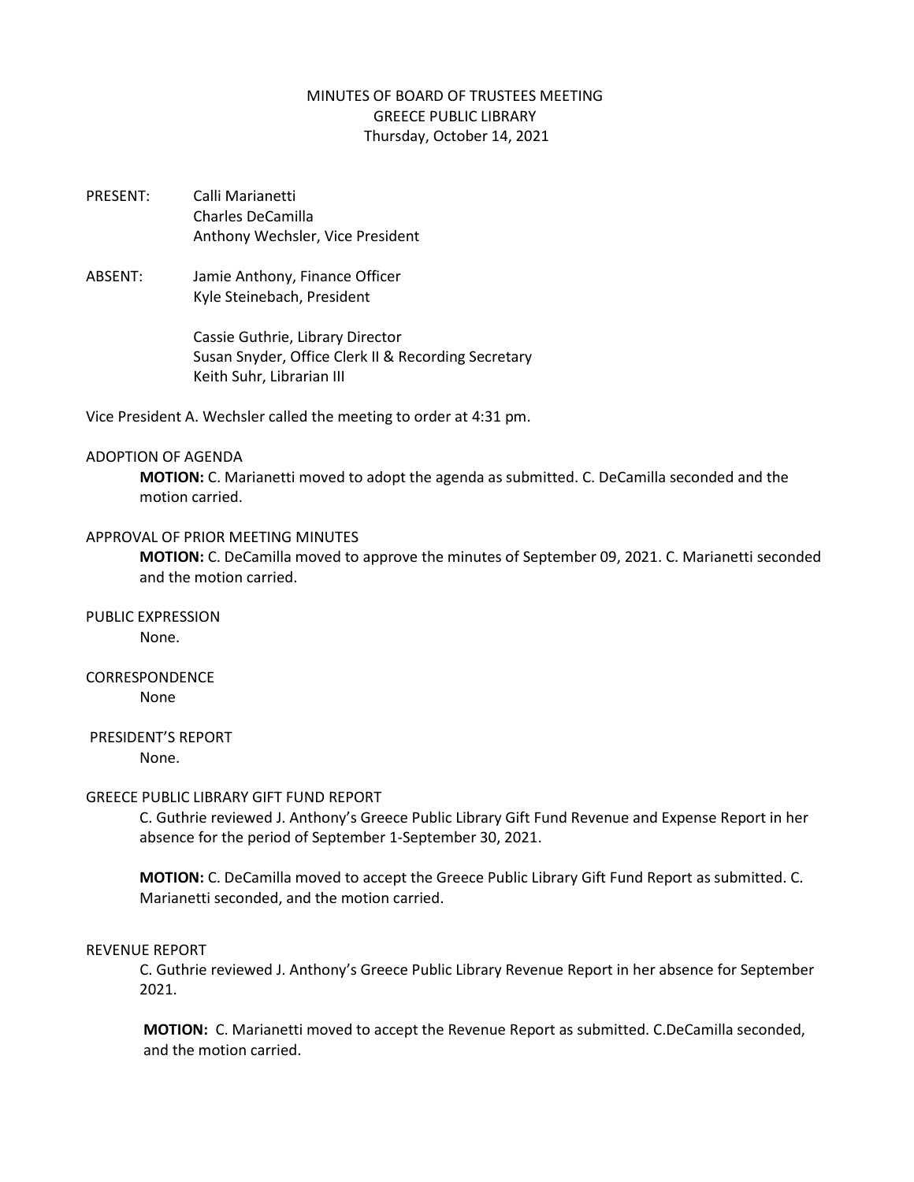MINUTES OF BOARD OF TRUSTEES MEETING
GREECE PUBLIC LIBRARY
Thursday, October 14, 2021

PRESENT: Calli Marianetti
Charles DeCamilla
Anthony Wechsler, Vice President

ABSENT: Jamie Anthony, Finance Officer
Kyle Steinebach, President

Cassie Guthrie, Library Director
Susan Snyder, Office Clerk II & Recording Secretary
Keith Suhr, Librarian III

Vice President A. Wechsler called the meeting to order at 4:31 pm.

ADOPTION OF AGENDA

**MOTION:** C. Marianetti moved to adopt the agenda as submitted. C. DeCamilla seconded and the motion carried.

APPROVAL OF PRIOR MEETING MINUTES

**MOTION:** C. DeCamilla moved to approve the minutes of September 09, 2021. C. Marianetti seconded and the motion carried.

PUBLIC EXPRESSION

None.

CORRESPONDENCE

None

PRESIDENT'S REPORT

None.

GREECE PUBLIC LIBRARY GIFT FUND REPORT

C. Guthrie reviewed J. Anthony's Greece Public Library Gift Fund Revenue and Expense Report in her absence for the period of September 1-September 30, 2021.

**MOTION:** C. DeCamilla moved to accept the Greece Public Library Gift Fund Report as submitted. C. Marianetti seconded, and the motion carried.

REVENUE REPORT

C. Guthrie reviewed J. Anthony's Greece Public Library Revenue Report in her absence for September 2021.

**MOTION:** C. Marianetti moved to accept the Revenue Report as submitted. C.DeCamilla seconded, and the motion carried.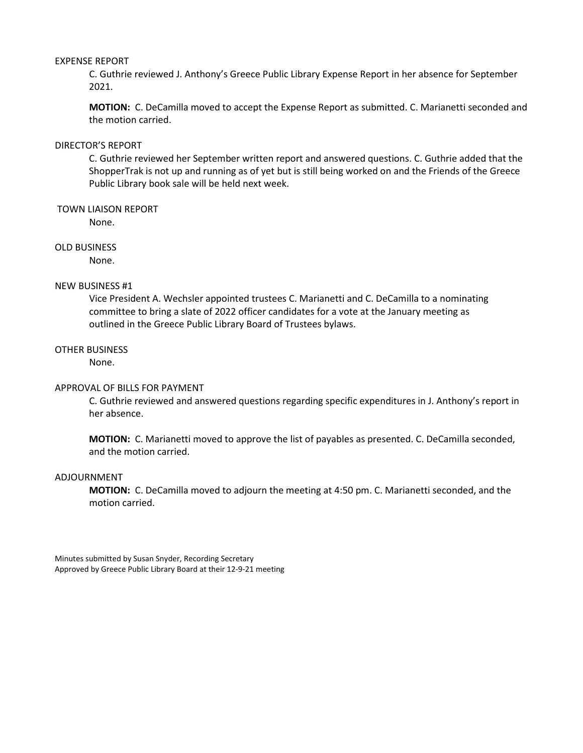EXPENSE REPORT

C. Guthrie reviewed J. Anthony's Greece Public Library Expense Report in her absence for September 2021.

**MOTION:** C. DeCamilla moved to accept the Expense Report as submitted. C. Marianetti seconded and the motion carried.

DIRECTOR'S REPORT

C. Guthrie reviewed her September written report and answered questions. C. Guthrie added that the ShopperTrak is not up and running as of yet but is still being worked on and the Friends of the Greece Public Library book sale will be held next week.

TOWN LIAISON REPORT

None.

OLD BUSINESS

None.

NEW BUSINESS #1

Vice President A. Wechsler appointed trustees C. Marianetti and C. DeCamilla to a nominating committee to bring a slate of 2022 officer candidates for a vote at the January meeting as outlined in the Greece Public Library Board of Trustees bylaws.

OTHER BUSINESS

None.

APPROVAL OF BILLS FOR PAYMENT

C. Guthrie reviewed and answered questions regarding specific expenditures in J. Anthony's report in her absence.

**MOTION:** C. Marianetti moved to approve the list of payables as presented. C. DeCamilla seconded, and the motion carried.

ADJOURNMENT

**MOTION:** C. DeCamilla moved to adjourn the meeting at 4:50 pm. C. Marianetti seconded, and the motion carried.

Minutes submitted by Susan Snyder, Recording Secretary
Approved by Greece Public Library Board at their 12-9-21 meeting